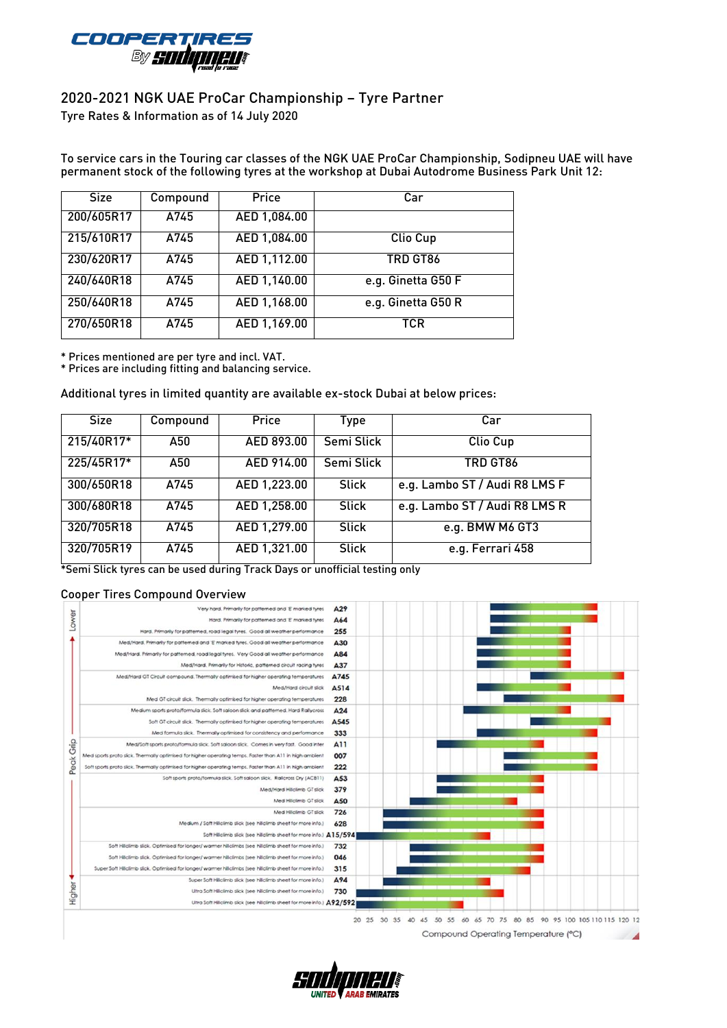## 2020-2021 NGK UAE ProCar Championship – Tyre Partner

Tyre Rates & Information as of 14 July 2020

To service cars in the Touring car classes of the NGK UAE ProCar Championship, Sodipneu UAE will have permanent stock of the following tyres at the workshop at Dubai Autodrome Business Park Unit 12:

| Size | Compound | Price | Car |
|---|---|---|---|
| 200/605R17 | A745 | AED 1,084.00 | |
| 215/610R17 | A745 | AED 1,084.00 | Clio Cup |
| 230/620R17 | A745 | AED 1,112.00 | TRD GT86 |
| 240/640R18 | A745 | AED 1,140.00 | e.g. Ginetta G50 F |
| 250/640R18 | A745 | AED 1,168.00 | e.g. Ginetta G50 R |
| 270/650R18 | A745 | AED 1,169.00 | TCR |

* Prices mentioned are per tyre and incl. VAT.
* Prices are including fitting and balancing service.

Additional tyres in limited quantity are available ex-stock Dubai at below prices:

| Size | Compound | Price | Type | Car |
|---|---|---|---|---|
| 215/40R17* | A50 | AED 893.00 | Semi Slick | Clio Cup |
| 225/45R17* | A50 | AED 914.00 | Semi Slick | TRD GT86 |
| 300/650R18 | A745 | AED 1,223.00 | Slick | e.g. Lambo ST / Audi R8 LMS F |
| 300/680R18 | A745 | AED 1,258.00 | Slick | e.g. Lambo ST / Audi R8 LMS R |
| 320/705R18 | A745 | AED 1,279.00 | Slick | e.g. BMW M6 GT3 |
| 320/705R19 | A745 | AED 1,321.00 | Slick | e.g. Ferrari 458 |

*Semi Slick tyres can be used during Track Days or unofficial testing only

### Cooper Tires Compound Overview

| Description | Compound |
|---|---|
| Very hard. Primarily for patterned and 'E' marked tyres | A29 |
| Hard. Primarily for patterned and 'E' marked tyres | A64 |
| Hard. Primarily for patterned, road legal tyres. Good all weather performance | 255 |
| Med/Hard. Primarily for patterned and 'E' marked tyres. Good all weather performance | A30 |
| Med/Hard. Primarily for patterned, road legal tyres. Very Good all weather performance | A84 |
| Med/Hard. Primarily for Historic, patterned circuit racing tyres | A37 |
| Med/Hard GT Circuit compound. Thermally optimised for higher operating temperatures | A745 |
| Med/Hard circuit slick | A514 |
| Med GT circuit slick. Thermally optimised for higher operating temperatures | 228 |
| Medium sports proto/formula slick. Soft saloon slick and patterned. Hard Rallycross | A24 |
| Soft GT circuit slick. Thermally optimised for higher operating temperatures | A545 |
| Med formula slick. Thermally optimised for consistency and performance | 333 |
| Med/Soft sports proto/formula slick. Soft saloon slick. Comes in very fast. Good inter | A11 |
| Med sports proto slick. Thermally optimised for higher operating temps. Faster than A11 in high ambient | 007 |
| Soft sports proto slick. Thermally optimised for higher operating temps. Faster than A11 in high ambient | 222 |
| Soft sports proto/formula slick. Soft saloon slick. Rallycross Dry (ACB11) | A53 |
| Med/Hard Hillclimb GT slick | 379 |
| Med Hillclimb GT slick | A50 |
| Med Hillclimb GT slick | 726 |
| Medium / Soft Hillclimb slick (see hillclimb sheet for more info) | 628 |
| Soft Hillclimb slick (see hillclimb sheet for more info) | A15/594 |
| Soft Hillclimb slick. Optimised for longer/ warmer hillclimbs (see hillclimb sheet for more info) | 732 |
| Soft Hillclimb slick. Optimised for longer/ warmer hillclimbs (see hillclimb sheet for more info) | 046 |
| Super Soft Hillclimb slick. Optimised for longer/ warmer hillclimbs (see hillclimb sheet for more info) | 315 |
| Super Soft Hillclimb slick (see hillclimb sheet for more info) | A94 |
| Ultra Soft Hillclimb slick (see hillclimb sheet for more info) | 730 |
| Ultra Soft Hillclimb slick (see hillclimb sheet for more info) | A92/592 |

Peak Grip: Lower (top) → Higher (bottom)

Compound Operating Temperature (°C): 20 25 30 35 40 45 50 55 60 65 70 75 80 85 90 95 100 105 110 115 120 125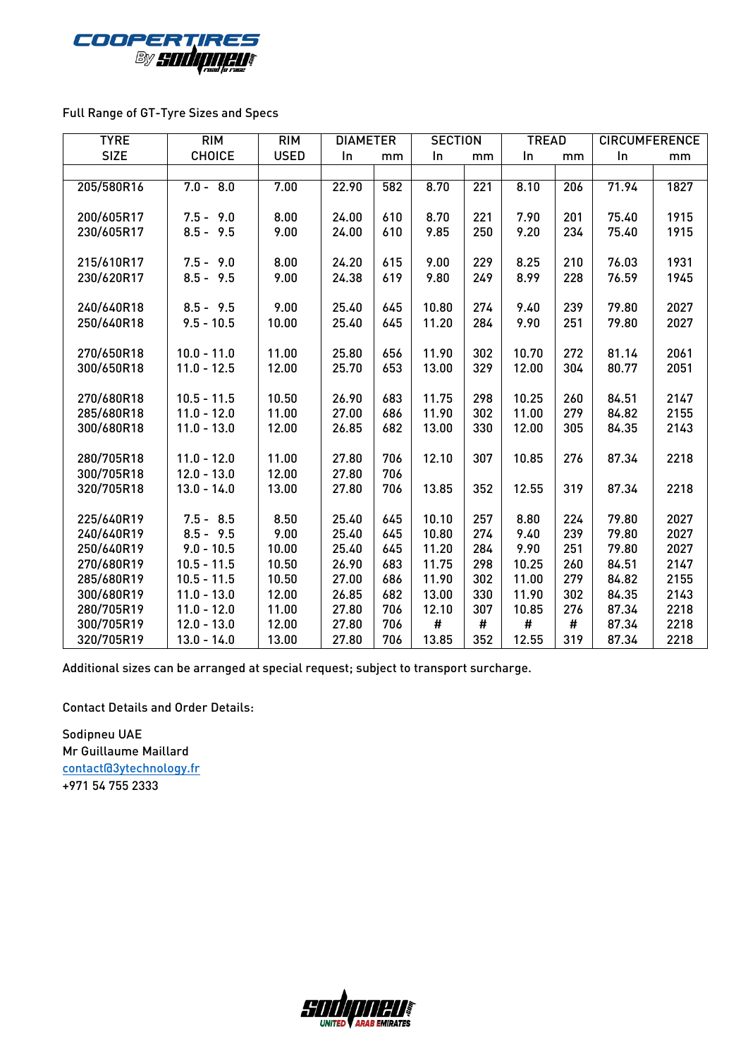Full Range of GT-Tyre Sizes and Specs

| TYRE SIZE | RIM CHOICE | RIM USED | DIAMETER | | SECTION | | TREAD | | CIRCUMFERENCE | |
|---|---|---|---|---|---|---|---|---|---|---|
| | | | In | mm | In | mm | In | mm | In | mm |
| 205/580R16 | 7.0 - 8.0 | 7.00 | 22.90 | 582 | 8.70 | 221 | 8.10 | 206 | 71.94 | 1827 |
| 200/605R17 | 7.5 - 9.0 | 8.00 | 24.00 | 610 | 8.70 | 221 | 7.90 | 201 | 75.40 | 1915 |
| 230/605R17 | 8.5 - 9.5 | 9.00 | 24.00 | 610 | 9.85 | 250 | 9.20 | 234 | 75.40 | 1915 |
| 215/610R17 | 7.5 - 9.0 | 8.00 | 24.20 | 615 | 9.00 | 229 | 8.25 | 210 | 76.03 | 1931 |
| 230/620R17 | 8.5 - 9.5 | 9.00 | 24.38 | 619 | 9.80 | 249 | 8.99 | 228 | 76.59 | 1945 |
| 240/640R18 | 8.5 - 9.5 | 9.00 | 25.40 | 645 | 10.80 | 274 | 9.40 | 239 | 79.80 | 2027 |
| 250/640R18 | 9.5 - 10.5 | 10.00 | 25.40 | 645 | 11.20 | 284 | 9.90 | 251 | 79.80 | 2027 |
| 270/650R18 | 10.0 - 11.0 | 11.00 | 25.80 | 656 | 11.90 | 302 | 10.70 | 272 | 81.14 | 2061 |
| 300/650R18 | 11.0 - 12.5 | 12.00 | 25.70 | 653 | 13.00 | 329 | 12.00 | 304 | 80.77 | 2051 |
| 270/680R18 | 10.5 - 11.5 | 10.50 | 26.90 | 683 | 11.75 | 298 | 10.25 | 260 | 84.51 | 2147 |
| 285/680R18 | 11.0 - 12.0 | 11.00 | 27.00 | 686 | 11.90 | 302 | 11.00 | 279 | 84.82 | 2155 |
| 300/680R18 | 11.0 - 13.0 | 12.00 | 26.85 | 682 | 13.00 | 330 | 12.00 | 305 | 84.35 | 2143 |
| 280/705R18 | 11.0 - 12.0 | 11.00 | 27.80 | 706 | 12.10 | 307 | 10.85 | 276 | 87.34 | 2218 |
| 300/705R18 | 12.0 - 13.0 | 12.00 | 27.80 | 706 | | | | | | |
| 320/705R18 | 13.0 - 14.0 | 13.00 | 27.80 | 706 | 13.85 | 352 | 12.55 | 319 | 87.34 | 2218 |
| 225/640R19 | 7.5 - 8.5 | 8.50 | 25.40 | 645 | 10.10 | 257 | 8.80 | 224 | 79.80 | 2027 |
| 240/640R19 | 8.5 - 9.5 | 9.00 | 25.40 | 645 | 10.80 | 274 | 9.40 | 239 | 79.80 | 2027 |
| 250/640R19 | 9.0 - 10.5 | 10.00 | 25.40 | 645 | 11.20 | 284 | 9.90 | 251 | 79.80 | 2027 |
| 270/680R19 | 10.5 - 11.5 | 10.50 | 26.90 | 683 | 11.75 | 298 | 10.25 | 260 | 84.51 | 2147 |
| 285/680R19 | 10.5 - 11.5 | 10.50 | 27.00 | 686 | 11.90 | 302 | 11.00 | 279 | 84.82 | 2155 |
| 300/680R19 | 11.0 - 13.0 | 12.00 | 26.85 | 682 | 13.00 | 330 | 11.90 | 302 | 84.35 | 2143 |
| 280/705R19 | 11.0 - 12.0 | 11.00 | 27.80 | 706 | 12.10 | 307 | 10.85 | 276 | 87.34 | 2218 |
| 300/705R19 | 12.0 - 13.0 | 12.00 | 27.80 | 706 | # | # | # | # | 87.34 | 2218 |
| 320/705R19 | 13.0 - 14.0 | 13.00 | 27.80 | 706 | 13.85 | 352 | 12.55 | 319 | 87.34 | 2218 |

Additional sizes can be arranged at special request; subject to transport surcharge.

Contact Details and Order Details:

Sodipneu UAE
Mr Guillaume Maillard
contact@3ytechnology.fr
+971 54 755 2333